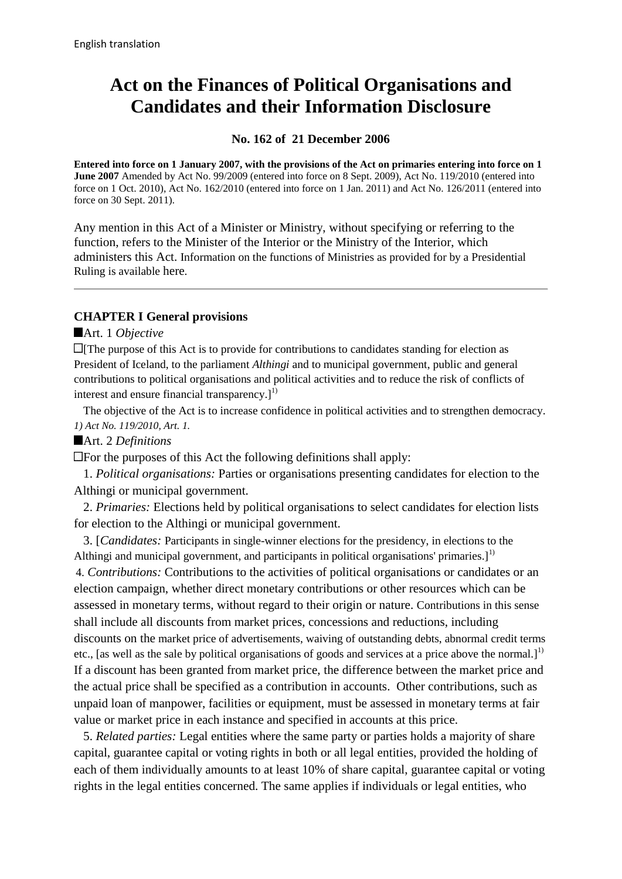English translation

# Act on the Finances of Political Organisations and Candidates and their Information Disclosure

**No. 162 of 21 December 2006**

**Entered into force on 1 January 2007, with the provisions of the Act on primaries entering into force on 1 June 2007** Amended by Act No. 99/2009 (entered into force on 8 Sept. 2009), Act No. 119/2010 (entered into force on 1 Oct. 2010), Act No. 162/2010 (entered into force on 1 Jan. 2011) and Act No. 126/2011 (entered into force on 30 Sept. 2011).

Any mention in this Act of a Minister or Ministry, without specifying or referring to the function, refers to the Minister of the Interior or the Ministry of the Interior, which administers this Act. Information on the functions of Ministries as provided for by a Presidential Ruling is available here.

---

## CHAPTER I General provisions

■Art. 1 *Objective*

□[The purpose of this Act is to provide for contributions to candidates standing for election as President of Iceland, to the parliament *Althingi* and to municipal government, public and general contributions to political organisations and political activities and to reduce the risk of conflicts of interest and ensure financial transparency.][1)]

The objective of the Act is to increase confidence in political activities and to strengthen democracy.

*1) Act No. 119/2010, Art. 1.*

■Art. 2 *Definitions*

□For the purposes of this Act the following definitions shall apply:

1. *Political organisations:* Parties or organisations presenting candidates for election to the Althingi or municipal government.

2. *Primaries:* Elections held by political organisations to select candidates for election lists for election to the Althingi or municipal government.

3. [*Candidates:* Participants in single-winner elections for the presidency, in elections to the Althingi and municipal government, and participants in political organisations' primaries.][1)]

4. *Contributions:* Contributions to the activities of political organisations or candidates or an election campaign, whether direct monetary contributions or other resources which can be assessed in monetary terms, without regard to their origin or nature. Contributions in this sense shall include all discounts from market prices, concessions and reductions, including discounts on the market price of advertisements, waiving of outstanding debts, abnormal credit terms etc., [as well as the sale by political organisations of goods and services at a price above the normal.][1)] If a discount has been granted from market price, the difference between the market price and the actual price shall be specified as a contribution in accounts. Other contributions, such as unpaid loan of manpower, facilities or equipment, must be assessed in monetary terms at fair value or market price in each instance and specified in accounts at this price.

5. *Related parties:* Legal entities where the same party or parties holds a majority of share capital, guarantee capital or voting rights in both or all legal entities, provided the holding of each of them individually amounts to at least 10% of share capital, guarantee capital or voting rights in the legal entities concerned. The same applies if individuals or legal entities, who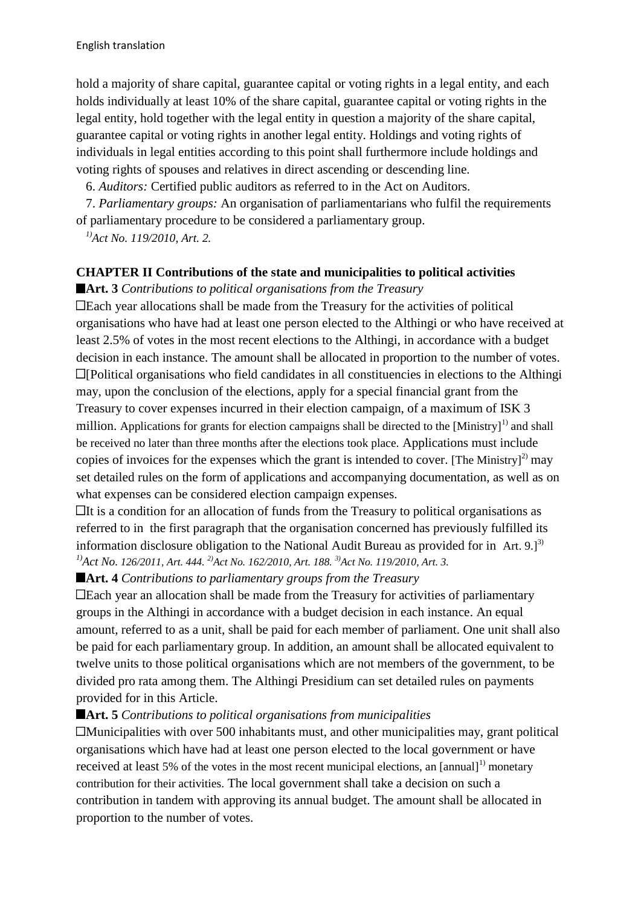hold a majority of share capital, guarantee capital or voting rights in a legal entity, and each holds individually at least 10% of the share capital, guarantee capital or voting rights in the legal entity, hold together with the legal entity in question a majority of the share capital, guarantee capital or voting rights in another legal entity. Holdings and voting rights of individuals in legal entities according to this point shall furthermore include holdings and voting rights of spouses and relatives in direct ascending or descending line.

6. *Auditors:* Certified public auditors as referred to in the Act on Auditors.

7. *Parliamentary groups:* An organisation of parliamentarians who fulfil the requirements of parliamentary procedure to be considered a parliamentary group.

[1)]*Act No. 119/2010, Art. 2.*

**CHAPTER II Contributions of the state and municipalities to political activities**

■**Art. 3** *Contributions to political organisations from the Treasury*

☐Each year allocations shall be made from the Treasury for the activities of political organisations who have had at least one person elected to the Althingi or who have received at least 2.5% of votes in the most recent elections to the Althingi, in accordance with a budget decision in each instance. The amount shall be allocated in proportion to the number of votes.

☐[Political organisations who field candidates in all constituencies in elections to the Althingi may, upon the conclusion of the elections, apply for a special financial grant from the Treasury to cover expenses incurred in their election campaign, of a maximum of ISK 3 million. Applications for grants for election campaigns shall be directed to the [Ministry][1)] and shall be received no later than three months after the elections took place. Applications must include copies of invoices for the expenses which the grant is intended to cover. [The Ministry][2)] may set detailed rules on the form of applications and accompanying documentation, as well as on what expenses can be considered election campaign expenses.

☐It is a condition for an allocation of funds from the Treasury to political organisations as referred to in the first paragraph that the organisation concerned has previously fulfilled its information disclosure obligation to the National Audit Bureau as provided for in Art. 9.][3)]

[1)]*Act No. 126/2011, Art. 444.* [2)]*Act No. 162/2010, Art. 188.* [3)]*Act No. 119/2010, Art. 3.*

■**Art. 4** *Contributions to parliamentary groups from the Treasury*

☐Each year an allocation shall be made from the Treasury for activities of parliamentary groups in the Althingi in accordance with a budget decision in each instance. An equal amount, referred to as a unit, shall be paid for each member of parliament. One unit shall also be paid for each parliamentary group. In addition, an amount shall be allocated equivalent to twelve units to those political organisations which are not members of the government, to be divided pro rata among them. The Althingi Presidium can set detailed rules on payments provided for in this Article.

■**Art. 5** *Contributions to political organisations from municipalities*

☐Municipalities with over 500 inhabitants must, and other municipalities may, grant political organisations which have had at least one person elected to the local government or have received at least 5% of the votes in the most recent municipal elections, an [annual][1)] monetary contribution for their activities. The local government shall take a decision on such a contribution in tandem with approving its annual budget. The amount shall be allocated in proportion to the number of votes.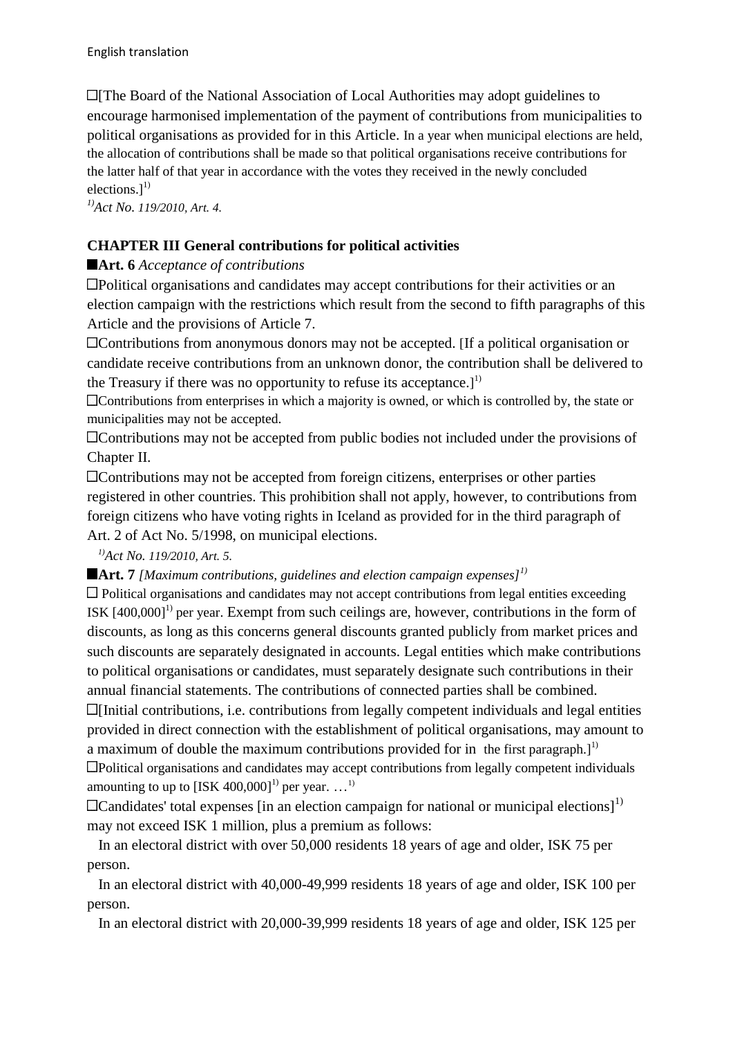[The Board of the National Association of Local Authorities may adopt guidelines to encourage harmonised implementation of the payment of contributions from municipalities to political organisations as provided for in this Article. In a year when municipal elections are held, the allocation of contributions shall be made so that political organisations receive contributions for the latter half of that year in accordance with the votes they received in the newly concluded elections.][1)]

*[1)]Act No. 119/2010, Art. 4.*

## CHAPTER III General contributions for political activities

**Art. 6** *Acceptance of contributions*

Political organisations and candidates may accept contributions for their activities or an election campaign with the restrictions which result from the second to fifth paragraphs of this Article and the provisions of Article 7.

Contributions from anonymous donors may not be accepted. [If a political organisation or candidate receive contributions from an unknown donor, the contribution shall be delivered to the Treasury if there was no opportunity to refuse its acceptance.][1)]

Contributions from enterprises in which a majority is owned, or which is controlled by, the state or municipalities may not be accepted.

Contributions may not be accepted from public bodies not included under the provisions of Chapter II.

Contributions may not be accepted from foreign citizens, enterprises or other parties registered in other countries. This prohibition shall not apply, however, to contributions from foreign citizens who have voting rights in Iceland as provided for in the third paragraph of Art. 2 of Act No. 5/1998, on municipal elections.

*[1)]Act No. 119/2010, Art. 5.*

**Art. 7** *[Maximum contributions, guidelines and election campaign expenses][1)]*

Political organisations and candidates may not accept contributions from legal entities exceeding ISK [400,000][1)] per year. Exempt from such ceilings are, however, contributions in the form of discounts, as long as this concerns general discounts granted publicly from market prices and such discounts are separately designated in accounts. Legal entities which make contributions to political organisations or candidates, must separately designate such contributions in their annual financial statements. The contributions of connected parties shall be combined.

[Initial contributions, i.e. contributions from legally competent individuals and legal entities provided in direct connection with the establishment of political organisations, may amount to a maximum of double the maximum contributions provided for in the first paragraph.][1)]

Political organisations and candidates may accept contributions from legally competent individuals amounting to up to [ISK 400,000][1)] per year. …[1)]

Candidates' total expenses [in an election campaign for national or municipal elections][1)] may not exceed ISK 1 million, plus a premium as follows:

In an electoral district with over 50,000 residents 18 years of age and older, ISK 75 per person.

In an electoral district with 40,000-49,999 residents 18 years of age and older, ISK 100 per person.

In an electoral district with 20,000-39,999 residents 18 years of age and older, ISK 125 per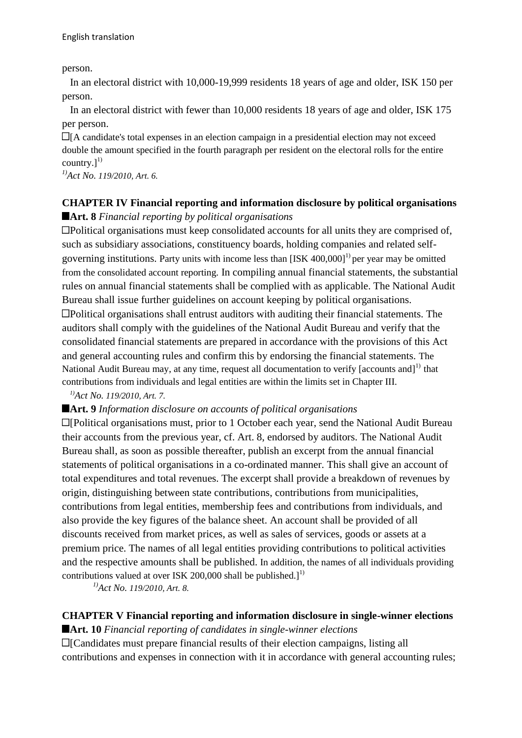person.

In an electoral district with 10,000-19,999 residents 18 years of age and older, ISK 150 per person.

In an electoral district with fewer than 10,000 residents 18 years of age and older, ISK 175 per person.

[A candidate's total expenses in an election campaign in a presidential election may not exceed double the amount specified in the fourth paragraph per resident on the electoral rolls for the entire country.][1)]

*[1)]Act No. 119/2010, Art. 6.*

## CHAPTER IV Financial reporting and information disclosure by political organisations

**Art. 8** *Financial reporting by political organisations*

Political organisations must keep consolidated accounts for all units they are comprised of, such as subsidiary associations, constituency boards, holding companies and related self-governing institutions. Party units with income less than [ISK 400,000][1)] per year may be omitted from the consolidated account reporting. In compiling annual financial statements, the substantial rules on annual financial statements shall be complied with as applicable. The National Audit Bureau shall issue further guidelines on account keeping by political organisations.

Political organisations shall entrust auditors with auditing their financial statements. The auditors shall comply with the guidelines of the National Audit Bureau and verify that the consolidated financial statements are prepared in accordance with the provisions of this Act and general accounting rules and confirm this by endorsing the financial statements. The National Audit Bureau may, at any time, request all documentation to verify [accounts and][1)] that contributions from individuals and legal entities are within the limits set in Chapter III.

*[1)]Act No. 119/2010, Art. 7.*

**Art. 9** *Information disclosure on accounts of political organisations*

[Political organisations must, prior to 1 October each year, send the National Audit Bureau their accounts from the previous year, cf. Art. 8, endorsed by auditors. The National Audit Bureau shall, as soon as possible thereafter, publish an excerpt from the annual financial statements of political organisations in a co-ordinated manner. This shall give an account of total expenditures and total revenues. The excerpt shall provide a breakdown of revenues by origin, distinguishing between state contributions, contributions from municipalities, contributions from legal entities, membership fees and contributions from individuals, and also provide the key figures of the balance sheet. An account shall be provided of all discounts received from market prices, as well as sales of services, goods or assets at a premium price. The names of all legal entities providing contributions to political activities and the respective amounts shall be published. In addition, the names of all individuals providing contributions valued at over ISK 200,000 shall be published.][1)]

*[1)]Act No. 119/2010, Art. 8.*

## CHAPTER V Financial reporting and information disclosure in single-winner elections

**Art. 10** *Financial reporting of candidates in single-winner elections*

[Candidates must prepare financial results of their election campaigns, listing all contributions and expenses in connection with it in accordance with general accounting rules;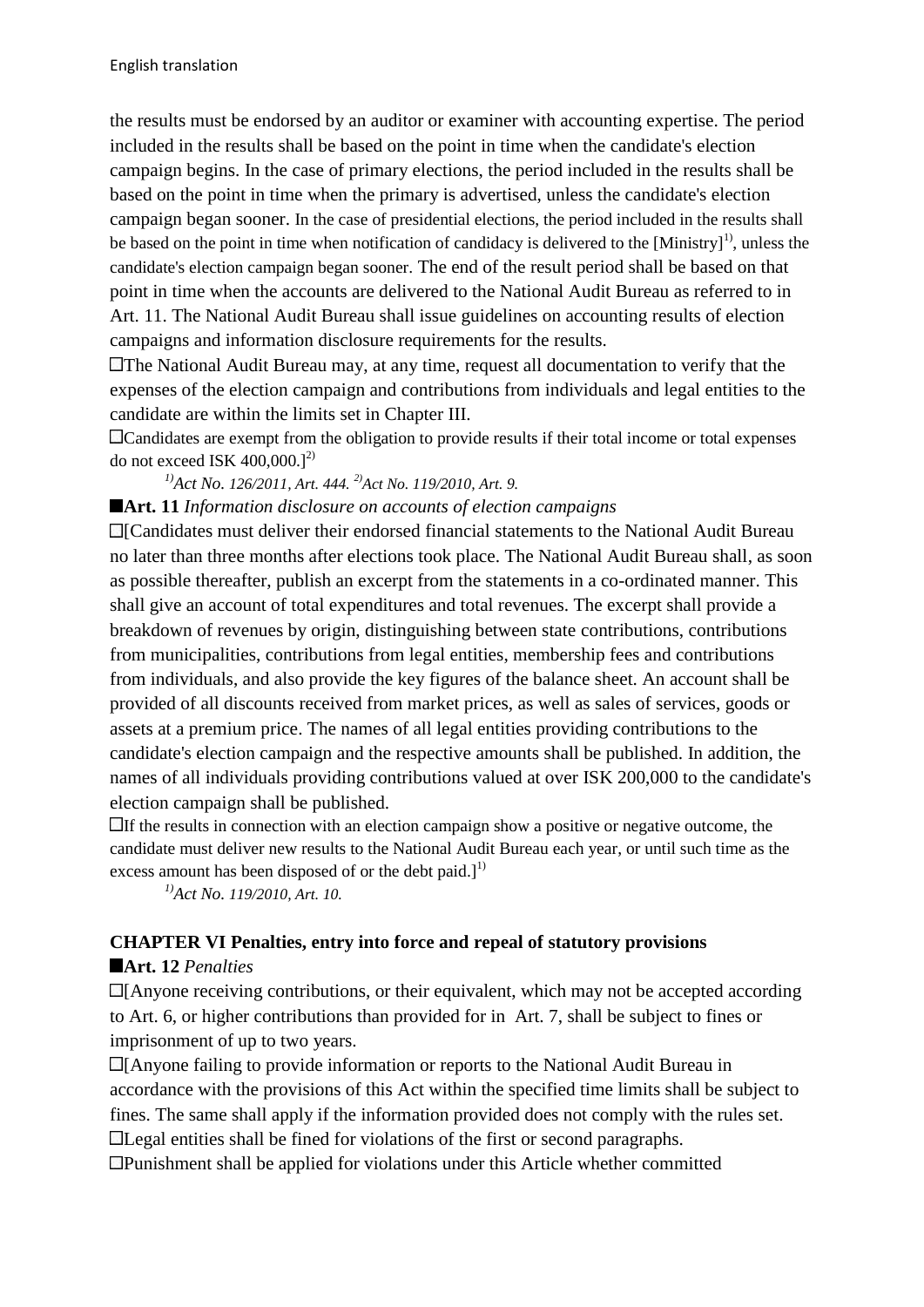the results must be endorsed by an auditor or examiner with accounting expertise. The period included in the results shall be based on the point in time when the candidate's election campaign begins. In the case of primary elections, the period included in the results shall be based on the point in time when the primary is advertised, unless the candidate's election campaign began sooner. In the case of presidential elections, the period included in the results shall be based on the point in time when notification of candidacy is delivered to the [Ministry][1)], unless the candidate's election campaign began sooner. The end of the result period shall be based on that point in time when the accounts are delivered to the National Audit Bureau as referred to in Art. 11. The National Audit Bureau shall issue guidelines on accounting results of election campaigns and information disclosure requirements for the results.

☐The National Audit Bureau may, at any time, request all documentation to verify that the expenses of the election campaign and contributions from individuals and legal entities to the candidate are within the limits set in Chapter III.

☐Candidates are exempt from the obligation to provide results if their total income or total expenses do not exceed ISK 400,000.][2)]

*[1)]Act No. 126/2011, Art. 444. [2)]Act No. 119/2010, Art. 9.*

■**Art. 11** *Information disclosure on accounts of election campaigns*

☐[Candidates must deliver their endorsed financial statements to the National Audit Bureau no later than three months after elections took place. The National Audit Bureau shall, as soon as possible thereafter, publish an excerpt from the statements in a co-ordinated manner. This shall give an account of total expenditures and total revenues. The excerpt shall provide a breakdown of revenues by origin, distinguishing between state contributions, contributions from municipalities, contributions from legal entities, membership fees and contributions from individuals, and also provide the key figures of the balance sheet. An account shall be provided of all discounts received from market prices, as well as sales of services, goods or assets at a premium price. The names of all legal entities providing contributions to the candidate's election campaign and the respective amounts shall be published. In addition, the names of all individuals providing contributions valued at over ISK 200,000 to the candidate's election campaign shall be published.

☐If the results in connection with an election campaign show a positive or negative outcome, the candidate must deliver new results to the National Audit Bureau each year, or until such time as the excess amount has been disposed of or the debt paid.][1)]

*[1)]Act No. 119/2010, Art. 10.*

## CHAPTER VI Penalties, entry into force and repeal of statutory provisions

■**Art. 12** *Penalties*

☐[Anyone receiving contributions, or their equivalent, which may not be accepted according to Art. 6, or higher contributions than provided for in Art. 7, shall be subject to fines or imprisonment of up to two years.

☐[Anyone failing to provide information or reports to the National Audit Bureau in accordance with the provisions of this Act within the specified time limits shall be subject to fines. The same shall apply if the information provided does not comply with the rules set.

☐Legal entities shall be fined for violations of the first or second paragraphs.

☐Punishment shall be applied for violations under this Article whether committed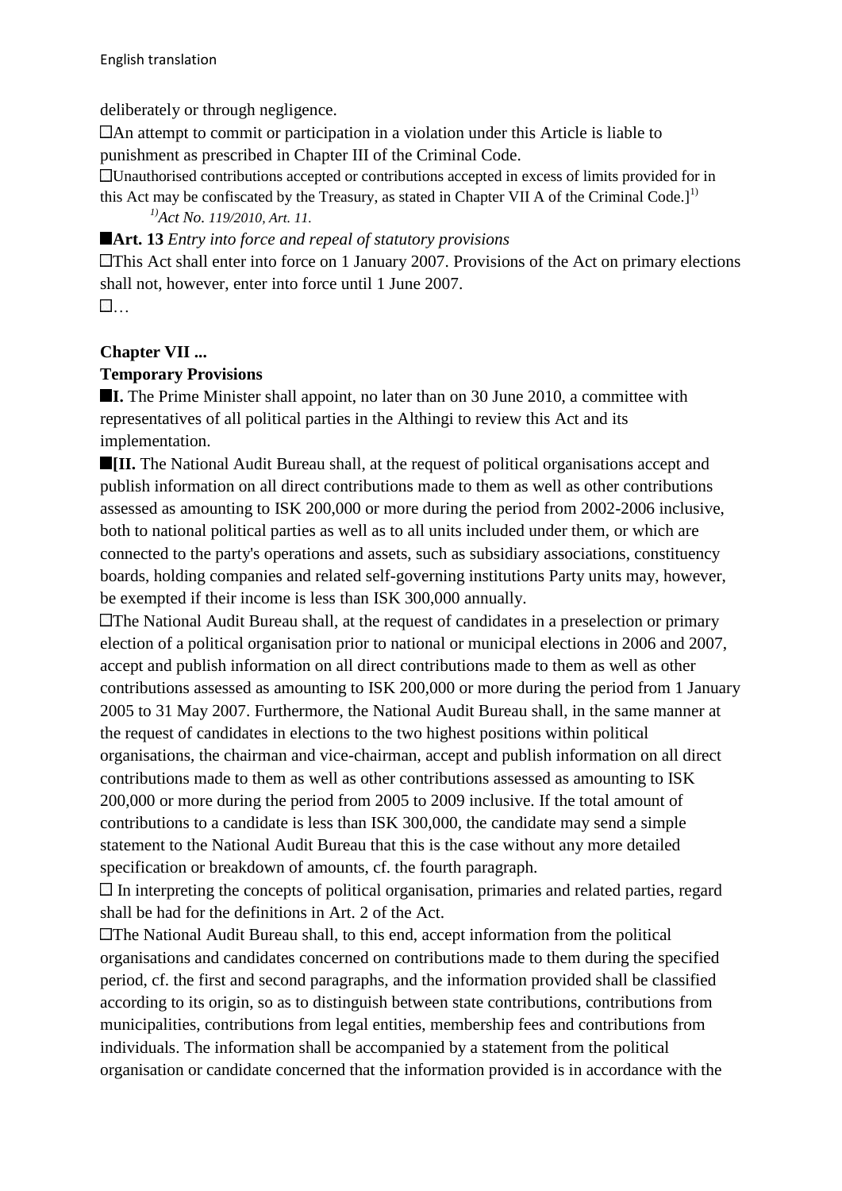deliberately or through negligence.

An attempt to commit or participation in a violation under this Article is liable to punishment as prescribed in Chapter III of the Criminal Code.

Unauthorised contributions accepted or contributions accepted in excess of limits provided for in this Act may be confiscated by the Treasury, as stated in Chapter VII A of the Criminal Code.][1)]

*[1)]Act No. 119/2010, Art. 11.*

**Art. 13** *Entry into force and repeal of statutory provisions*

This Act shall enter into force on 1 January 2007. Provisions of the Act on primary elections shall not, however, enter into force until 1 June 2007.

…

**Chapter VII ...**

**Temporary Provisions**

**I.** The Prime Minister shall appoint, no later than on 30 June 2010, a committee with representatives of all political parties in the Althingi to review this Act and its implementation.

**[II.** The National Audit Bureau shall, at the request of political organisations accept and publish information on all direct contributions made to them as well as other contributions assessed as amounting to ISK 200,000 or more during the period from 2002-2006 inclusive, both to national political parties as well as to all units included under them, or which are connected to the party's operations and assets, such as subsidiary associations, constituency boards, holding companies and related self-governing institutions Party units may, however, be exempted if their income is less than ISK 300,000 annually.

The National Audit Bureau shall, at the request of candidates in a preselection or primary election of a political organisation prior to national or municipal elections in 2006 and 2007, accept and publish information on all direct contributions made to them as well as other contributions assessed as amounting to ISK 200,000 or more during the period from 1 January 2005 to 31 May 2007. Furthermore, the National Audit Bureau shall, in the same manner at the request of candidates in elections to the two highest positions within political organisations, the chairman and vice-chairman, accept and publish information on all direct contributions made to them as well as other contributions assessed as amounting to ISK 200,000 or more during the period from 2005 to 2009 inclusive. If the total amount of contributions to a candidate is less than ISK 300,000, the candidate may send a simple statement to the National Audit Bureau that this is the case without any more detailed specification or breakdown of amounts, cf. the fourth paragraph.

In interpreting the concepts of political organisation, primaries and related parties, regard shall be had for the definitions in Art. 2 of the Act.

The National Audit Bureau shall, to this end, accept information from the political organisations and candidates concerned on contributions made to them during the specified period, cf. the first and second paragraphs, and the information provided shall be classified according to its origin, so as to distinguish between state contributions, contributions from municipalities, contributions from legal entities, membership fees and contributions from individuals. The information shall be accompanied by a statement from the political organisation or candidate concerned that the information provided is in accordance with the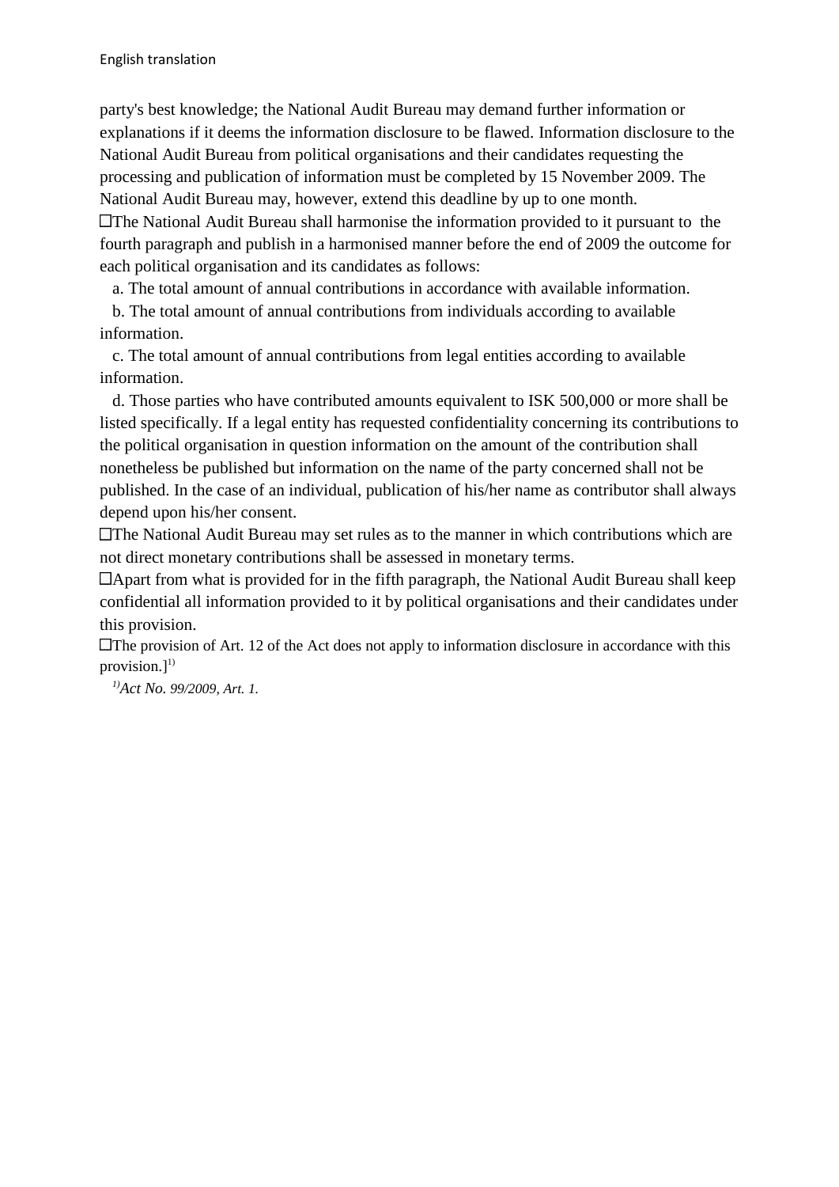party's best knowledge; the National Audit Bureau may demand further information or explanations if it deems the information disclosure to be flawed. Information disclosure to the National Audit Bureau from political organisations and their candidates requesting the processing and publication of information must be completed by 15 November 2009. The National Audit Bureau may, however, extend this deadline by up to one month.

The National Audit Bureau shall harmonise the information provided to it pursuant to the fourth paragraph and publish in a harmonised manner before the end of 2009 the outcome for each political organisation and its candidates as follows:

a. The total amount of annual contributions in accordance with available information.

b. The total amount of annual contributions from individuals according to available information.

c. The total amount of annual contributions from legal entities according to available information.

d. Those parties who have contributed amounts equivalent to ISK 500,000 or more shall be listed specifically. If a legal entity has requested confidentiality concerning its contributions to the political organisation in question information on the amount of the contribution shall nonetheless be published but information on the name of the party concerned shall not be published. In the case of an individual, publication of his/her name as contributor shall always depend upon his/her consent.

The National Audit Bureau may set rules as to the manner in which contributions which are not direct monetary contributions shall be assessed in monetary terms.

Apart from what is provided for in the fifth paragraph, the National Audit Bureau shall keep confidential all information provided to it by political organisations and their candidates under this provision.

The provision of Art. 12 of the Act does not apply to information disclosure in accordance with this provision.][1)]

[1)] *Act No. 99/2009, Art. 1.*